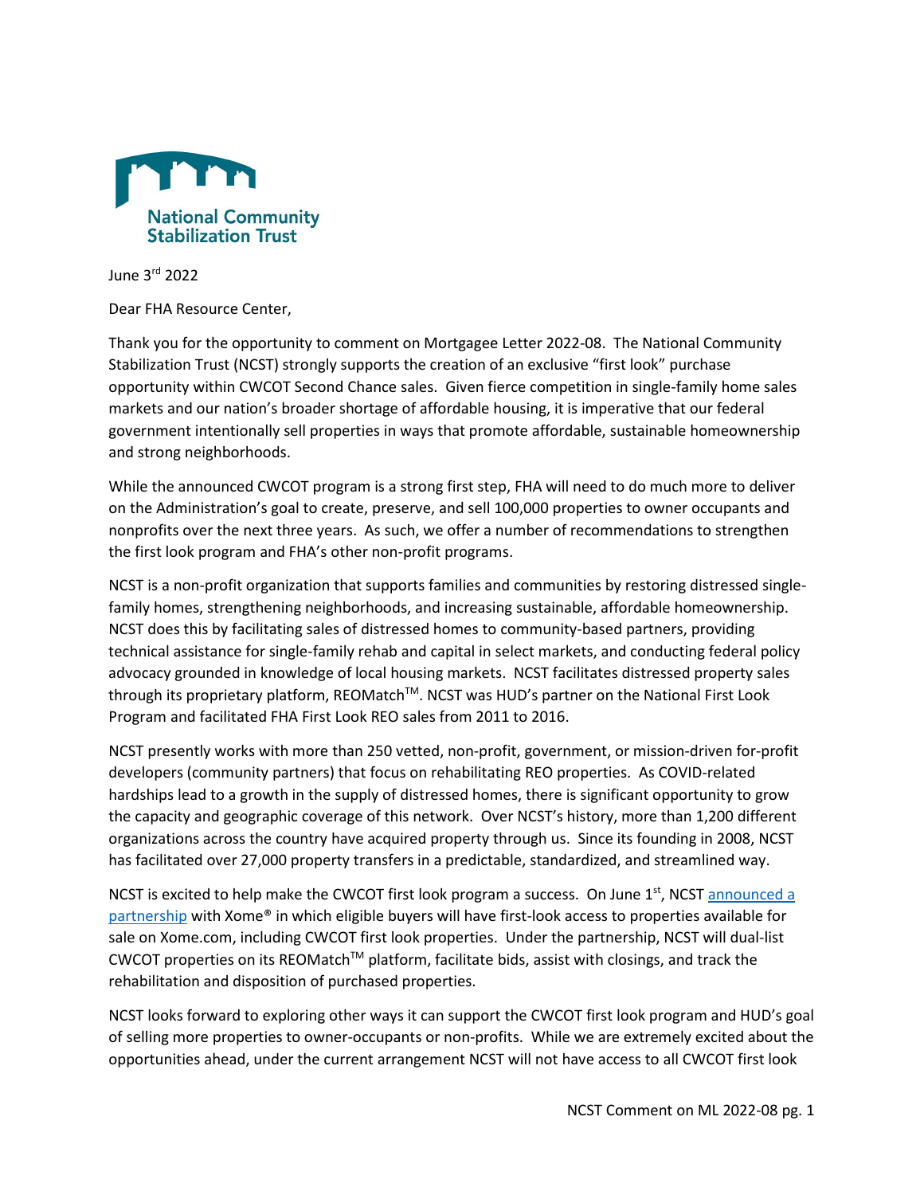National Community Stabilization Trust

June 3rd 2022

Dear FHA Resource Center,

Thank you for the opportunity to comment on Mortgagee Letter 2022-08. The National Community Stabilization Trust (NCST) strongly supports the creation of an exclusive "first look" purchase opportunity within CWCOT Second Chance sales. Given fierce competition in single-family home sales markets and our nation's broader shortage of affordable housing, it is imperative that our federal government intentionally sell properties in ways that promote affordable, sustainable homeownership and strong neighborhoods.

While the announced CWCOT program is a strong first step, FHA will need to do much more to deliver on the Administration's goal to create, preserve, and sell 100,000 properties to owner occupants and nonprofits over the next three years. As such, we offer a number of recommendations to strengthen the first look program and FHA's other non-profit programs.

NCST is a non-profit organization that supports families and communities by restoring distressed single-family homes, strengthening neighborhoods, and increasing sustainable, affordable homeownership. NCST does this by facilitating sales of distressed homes to community-based partners, providing technical assistance for single-family rehab and capital in select markets, and conducting federal policy advocacy grounded in knowledge of local housing markets. NCST facilitates distressed property sales through its proprietary platform, REOMatch™. NCST was HUD's partner on the National First Look Program and facilitated FHA First Look REO sales from 2011 to 2016.

NCST presently works with more than 250 vetted, non-profit, government, or mission-driven for-profit developers (community partners) that focus on rehabilitating REO properties. As COVID-related hardships lead to a growth in the supply of distressed homes, there is significant opportunity to grow the capacity and geographic coverage of this network. Over NCST's history, more than 1,200 different organizations across the country have acquired property through us. Since its founding in 2008, NCST has facilitated over 27,000 property transfers in a predictable, standardized, and streamlined way.

NCST is excited to help make the CWCOT first look program a success. On June 1st, NCST announced a partnership with Xome® in which eligible buyers will have first-look access to properties available for sale on Xome.com, including CWCOT first look properties. Under the partnership, NCST will dual-list CWCOT properties on its REOMatch™ platform, facilitate bids, assist with closings, and track the rehabilitation and disposition of purchased properties.

NCST looks forward to exploring other ways it can support the CWCOT first look program and HUD's goal of selling more properties to owner-occupants or non-profits. While we are extremely excited about the opportunities ahead, under the current arrangement NCST will not have access to all CWCOT first look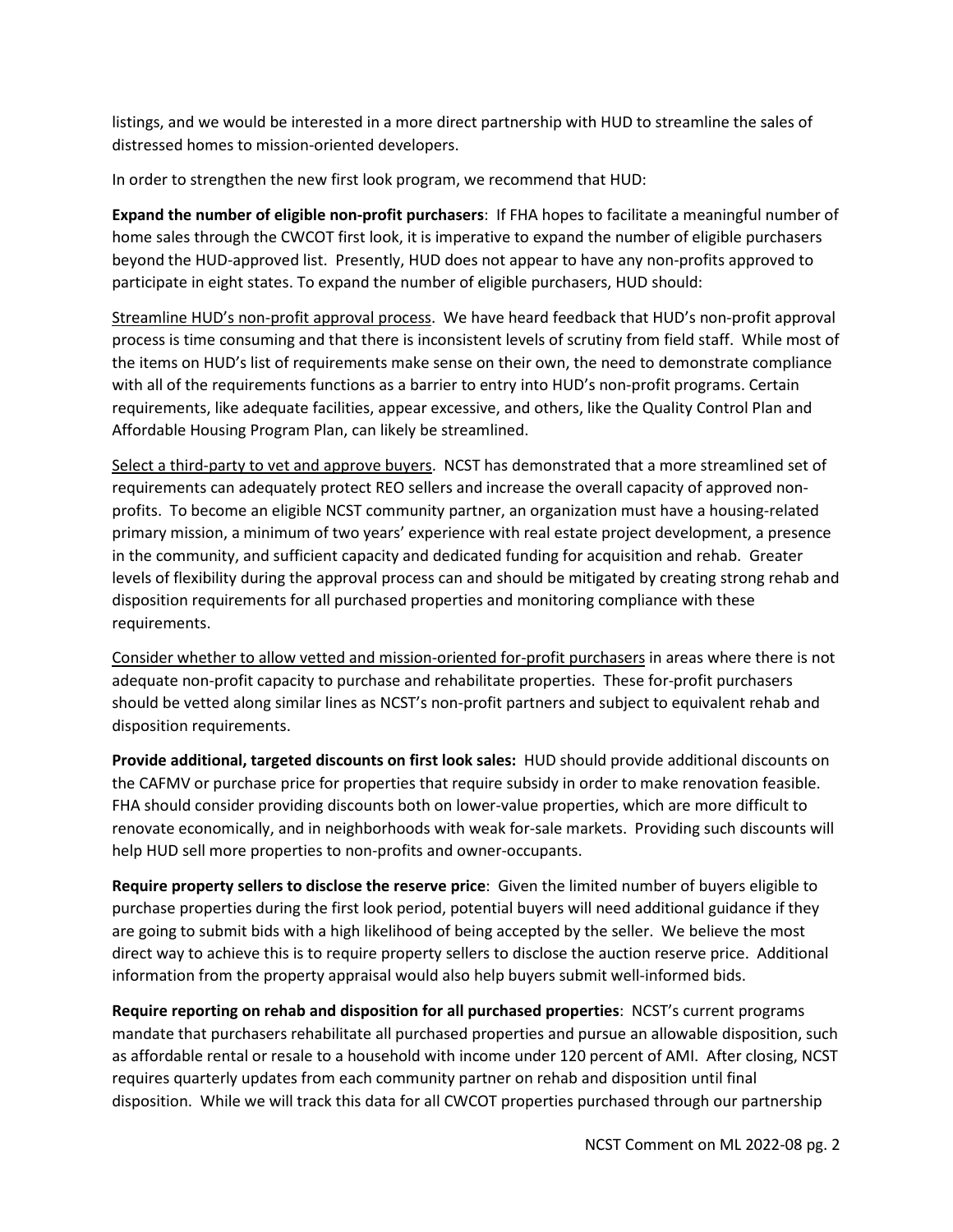listings, and we would be interested in a more direct partnership with HUD to streamline the sales of distressed homes to mission-oriented developers.

In order to strengthen the new first look program, we recommend that HUD:

**Expand the number of eligible non-profit purchasers**: If FHA hopes to facilitate a meaningful number of home sales through the CWCOT first look, it is imperative to expand the number of eligible purchasers beyond the HUD-approved list. Presently, HUD does not appear to have any non-profits approved to participate in eight states. To expand the number of eligible purchasers, HUD should:

<u>Streamline HUD's non-profit approval process</u>. We have heard feedback that HUD's non-profit approval process is time consuming and that there is inconsistent levels of scrutiny from field staff. While most of the items on HUD's list of requirements make sense on their own, the need to demonstrate compliance with all of the requirements functions as a barrier to entry into HUD's non-profit programs. Certain requirements, like adequate facilities, appear excessive, and others, like the Quality Control Plan and Affordable Housing Program Plan, can likely be streamlined.

<u>Select a third-party to vet and approve buyers</u>. NCST has demonstrated that a more streamlined set of requirements can adequately protect REO sellers and increase the overall capacity of approved non-profits. To become an eligible NCST community partner, an organization must have a housing-related primary mission, a minimum of two years' experience with real estate project development, a presence in the community, and sufficient capacity and dedicated funding for acquisition and rehab. Greater levels of flexibility during the approval process can and should be mitigated by creating strong rehab and disposition requirements for all purchased properties and monitoring compliance with these requirements.

<u>Consider whether to allow vetted and mission-oriented for-profit purchasers</u> in areas where there is not adequate non-profit capacity to purchase and rehabilitate properties. These for-profit purchasers should be vetted along similar lines as NCST's non-profit partners and subject to equivalent rehab and disposition requirements.

**Provide additional, targeted discounts on first look sales:** HUD should provide additional discounts on the CAFMV or purchase price for properties that require subsidy in order to make renovation feasible. FHA should consider providing discounts both on lower-value properties, which are more difficult to renovate economically, and in neighborhoods with weak for-sale markets. Providing such discounts will help HUD sell more properties to non-profits and owner-occupants.

**Require property sellers to disclose the reserve price**: Given the limited number of buyers eligible to purchase properties during the first look period, potential buyers will need additional guidance if they are going to submit bids with a high likelihood of being accepted by the seller. We believe the most direct way to achieve this is to require property sellers to disclose the auction reserve price. Additional information from the property appraisal would also help buyers submit well-informed bids.

**Require reporting on rehab and disposition for all purchased properties**: NCST's current programs mandate that purchasers rehabilitate all purchased properties and pursue an allowable disposition, such as affordable rental or resale to a household with income under 120 percent of AMI. After closing, NCST requires quarterly updates from each community partner on rehab and disposition until final disposition. While we will track this data for all CWCOT properties purchased through our partnership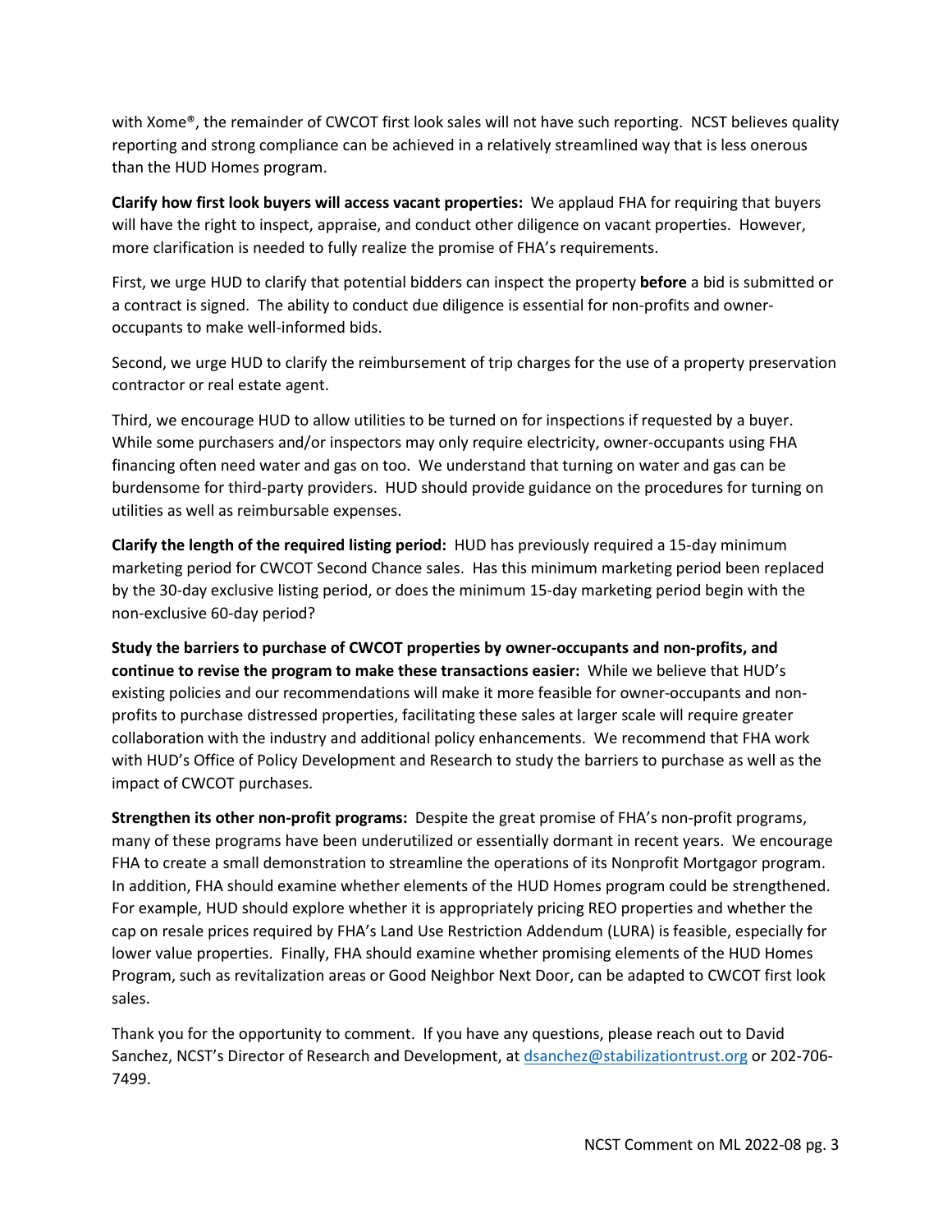with Xome®, the remainder of CWCOT first look sales will not have such reporting. NCST believes quality reporting and strong compliance can be achieved in a relatively streamlined way that is less onerous than the HUD Homes program.

**Clarify how first look buyers will access vacant properties:** We applaud FHA for requiring that buyers will have the right to inspect, appraise, and conduct other diligence on vacant properties. However, more clarification is needed to fully realize the promise of FHA's requirements.

First, we urge HUD to clarify that potential bidders can inspect the property **before** a bid is submitted or a contract is signed. The ability to conduct due diligence is essential for non-profits and owner-occupants to make well-informed bids.

Second, we urge HUD to clarify the reimbursement of trip charges for the use of a property preservation contractor or real estate agent.

Third, we encourage HUD to allow utilities to be turned on for inspections if requested by a buyer. While some purchasers and/or inspectors may only require electricity, owner-occupants using FHA financing often need water and gas on too. We understand that turning on water and gas can be burdensome for third-party providers. HUD should provide guidance on the procedures for turning on utilities as well as reimbursable expenses.

**Clarify the length of the required listing period:** HUD has previously required a 15-day minimum marketing period for CWCOT Second Chance sales. Has this minimum marketing period been replaced by the 30-day exclusive listing period, or does the minimum 15-day marketing period begin with the non-exclusive 60-day period?

**Study the barriers to purchase of CWCOT properties by owner-occupants and non-profits, and continue to revise the program to make these transactions easier:** While we believe that HUD's existing policies and our recommendations will make it more feasible for owner-occupants and non-profits to purchase distressed properties, facilitating these sales at larger scale will require greater collaboration with the industry and additional policy enhancements. We recommend that FHA work with HUD's Office of Policy Development and Research to study the barriers to purchase as well as the impact of CWCOT purchases.

**Strengthen its other non-profit programs:** Despite the great promise of FHA's non-profit programs, many of these programs have been underutilized or essentially dormant in recent years. We encourage FHA to create a small demonstration to streamline the operations of its Nonprofit Mortgagor program. In addition, FHA should examine whether elements of the HUD Homes program could be strengthened. For example, HUD should explore whether it is appropriately pricing REO properties and whether the cap on resale prices required by FHA's Land Use Restriction Addendum (LURA) is feasible, especially for lower value properties. Finally, FHA should examine whether promising elements of the HUD Homes Program, such as revitalization areas or Good Neighbor Next Door, can be adapted to CWCOT first look sales.

Thank you for the opportunity to comment. If you have any questions, please reach out to David Sanchez, NCST's Director of Research and Development, at dsanchez@stabilizationtrust.org or 202-706-7499.